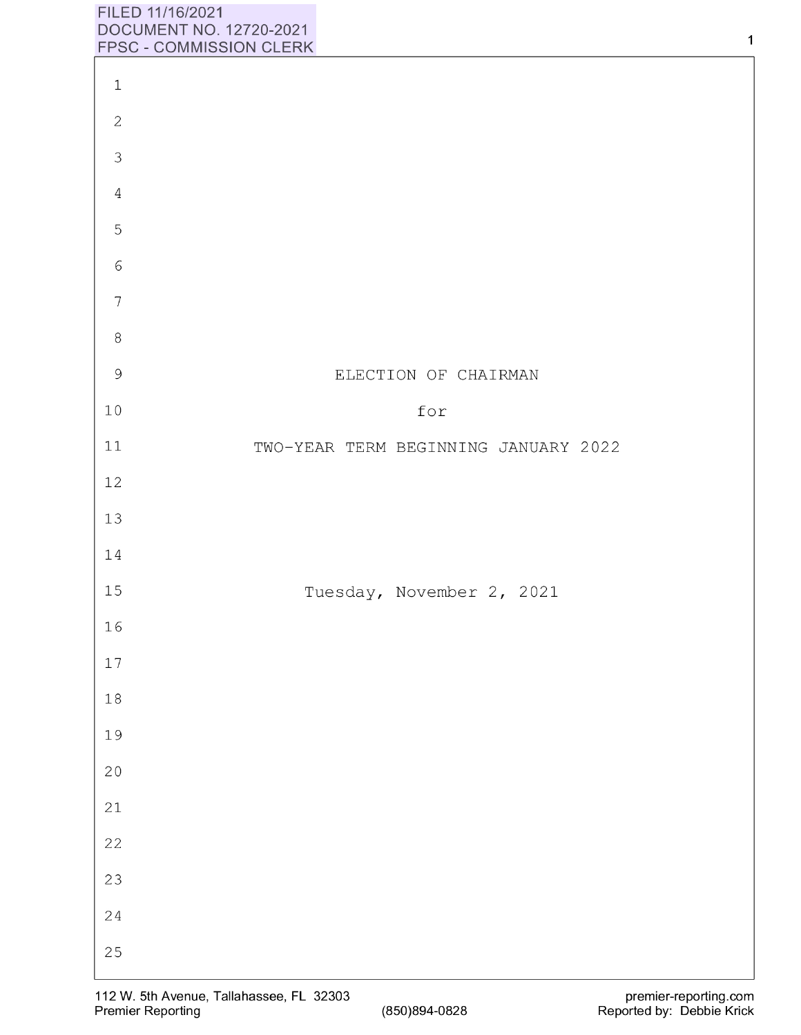FILED 11/16/2021
DOCUMENT NO. 12720-2021
FPSC - COMMISSION CLERK

ELECTION OF CHAIRMAN

for

TWO-YEAR TERM BEGINNING JANUARY 2022

Tuesday, November 2, 2021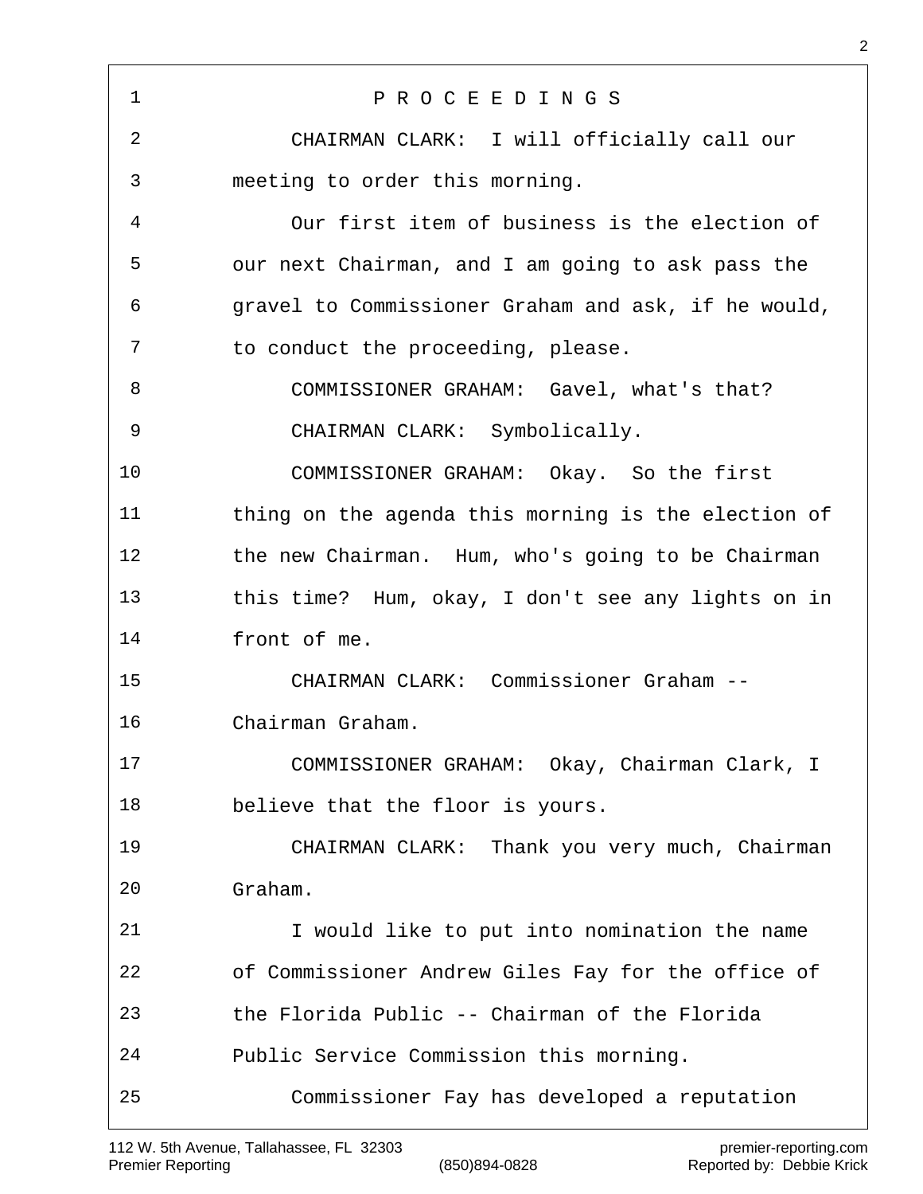P R O C E E D I N G S

CHAIRMAN CLARK: I will officially call our meeting to order this morning.

Our first item of business is the election of our next Chairman, and I am going to ask pass the gravel to Commissioner Graham and ask, if he would, to conduct the proceeding, please.

COMMISSIONER GRAHAM: Gavel, what's that?

CHAIRMAN CLARK: Symbolically.

COMMISSIONER GRAHAM: Okay. So the first thing on the agenda this morning is the election of the new Chairman. Hum, who's going to be Chairman this time? Hum, okay, I don't see any lights on in front of me.

CHAIRMAN CLARK: Commissioner Graham -- Chairman Graham.

COMMISSIONER GRAHAM: Okay, Chairman Clark, I believe that the floor is yours.

CHAIRMAN CLARK: Thank you very much, Chairman Graham.

I would like to put into nomination the name of Commissioner Andrew Giles Fay for the office of the Florida Public -- Chairman of the Florida Public Service Commission this morning.

Commissioner Fay has developed a reputation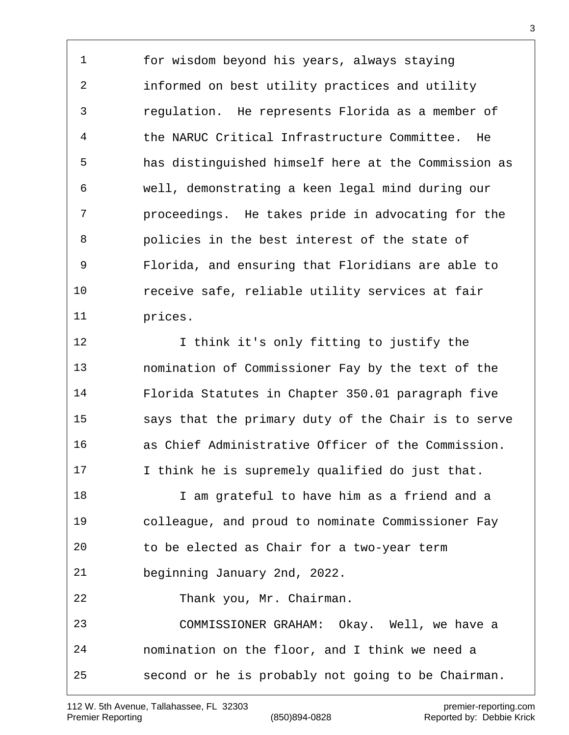for wisdom beyond his years, always staying informed on best utility practices and utility regulation. He represents Florida as a member of the NARUC Critical Infrastructure Committee. He has distinguished himself here at the Commission as well, demonstrating a keen legal mind during our proceedings. He takes pride in advocating for the policies in the best interest of the state of Florida, and ensuring that Floridians are able to receive safe, reliable utility services at fair prices.

I think it's only fitting to justify the nomination of Commissioner Fay by the text of the Florida Statutes in Chapter 350.01 paragraph five says that the primary duty of the Chair is to serve as Chief Administrative Officer of the Commission. I think he is supremely qualified do just that.

I am grateful to have him as a friend and a colleague, and proud to nominate Commissioner Fay to be elected as Chair for a two-year term beginning January 2nd, 2022.

Thank you, Mr. Chairman.

COMMISSIONER GRAHAM: Okay. Well, we have a nomination on the floor, and I think we need a second or he is probably not going to be Chairman.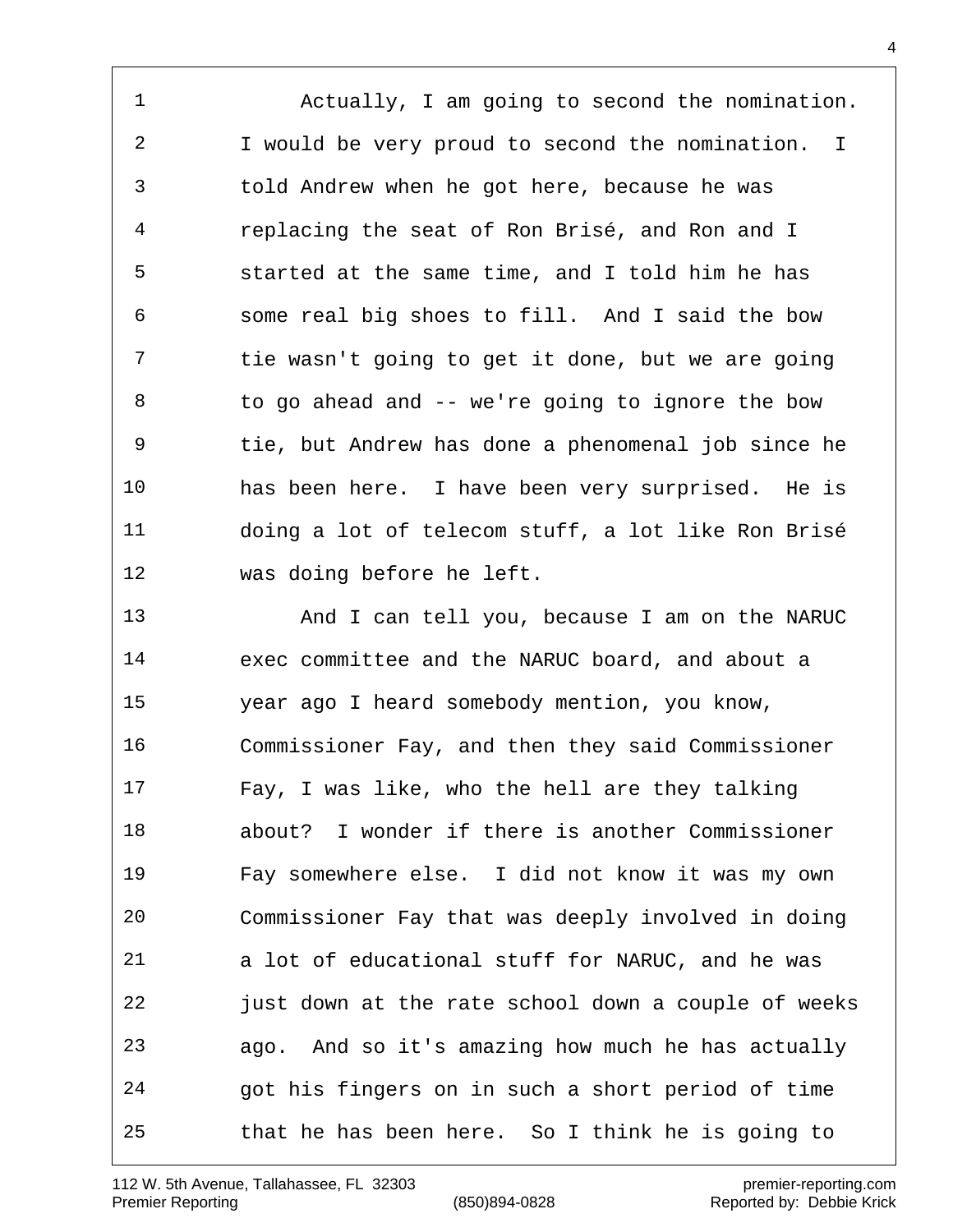Actually, I am going to second the nomination. I would be very proud to second the nomination. I told Andrew when he got here, because he was replacing the seat of Ron Brisé, and Ron and I started at the same time, and I told him he has some real big shoes to fill. And I said the bow tie wasn't going to get it done, but we are going to go ahead and -- we're going to ignore the bow tie, but Andrew has done a phenomenal job since he has been here. I have been very surprised. He is doing a lot of telecom stuff, a lot like Ron Brisé was doing before he left.

And I can tell you, because I am on the NARUC exec committee and the NARUC board, and about a year ago I heard somebody mention, you know, Commissioner Fay, and then they said Commissioner Fay, I was like, who the hell are they talking about? I wonder if there is another Commissioner Fay somewhere else. I did not know it was my own Commissioner Fay that was deeply involved in doing a lot of educational stuff for NARUC, and he was just down at the rate school down a couple of weeks ago. And so it's amazing how much he has actually got his fingers on in such a short period of time that he has been here. So I think he is going to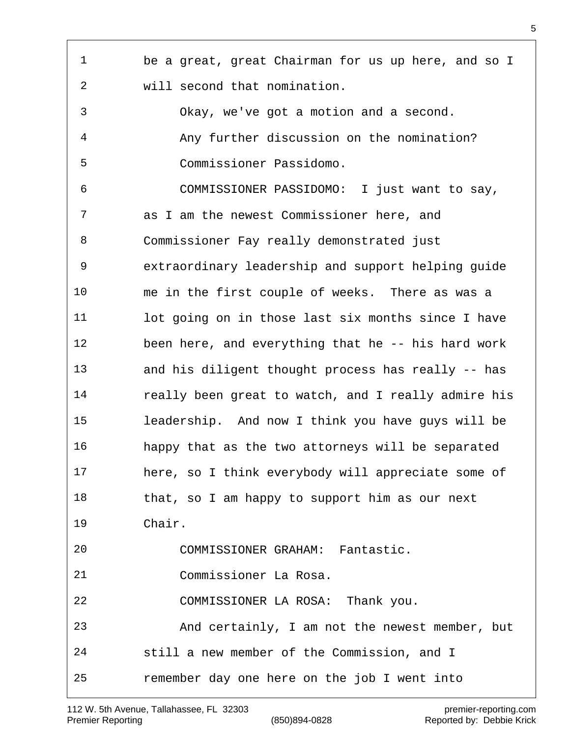be a great, great Chairman for us up here, and so I will second that nomination.

Okay, we've got a motion and a second.

Any further discussion on the nomination?

Commissioner Passidomo.

COMMISSIONER PASSIDOMO: I just want to say, as I am the newest Commissioner here, and Commissioner Fay really demonstrated just extraordinary leadership and support helping guide me in the first couple of weeks. There as was a lot going on in those last six months since I have been here, and everything that he -- his hard work and his diligent thought process has really -- has really been great to watch, and I really admire his leadership. And now I think you have guys will be happy that as the two attorneys will be separated here, so I think everybody will appreciate some of that, so I am happy to support him as our next Chair.

COMMISSIONER GRAHAM: Fantastic.

Commissioner La Rosa.

COMMISSIONER LA ROSA: Thank you.

And certainly, I am not the newest member, but still a new member of the Commission, and I remember day one here on the job I went into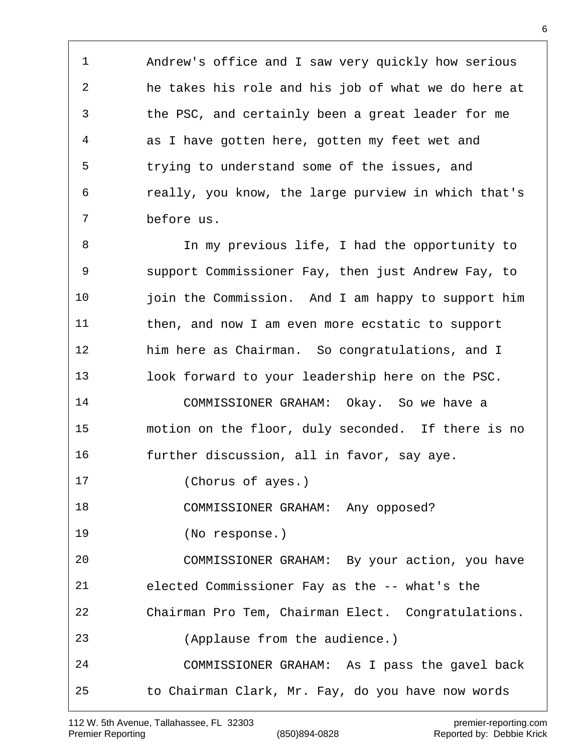Andrew's office and I saw very quickly how serious he takes his role and his job of what we do here at the PSC, and certainly been a great leader for me as I have gotten here, gotten my feet wet and trying to understand some of the issues, and really, you know, the large purview in which that's before us.

In my previous life, I had the opportunity to support Commissioner Fay, then just Andrew Fay, to join the Commission. And I am happy to support him then, and now I am even more ecstatic to support him here as Chairman. So congratulations, and I look forward to your leadership here on the PSC.

COMMISSIONER GRAHAM: Okay. So we have a motion on the floor, duly seconded. If there is no further discussion, all in favor, say aye.

(Chorus of ayes.)

COMMISSIONER GRAHAM: Any opposed?

(No response.)

COMMISSIONER GRAHAM: By your action, you have elected Commissioner Fay as the -- what's the Chairman Pro Tem, Chairman Elect. Congratulations.

(Applause from the audience.)

COMMISSIONER GRAHAM: As I pass the gavel back to Chairman Clark, Mr. Fay, do you have now words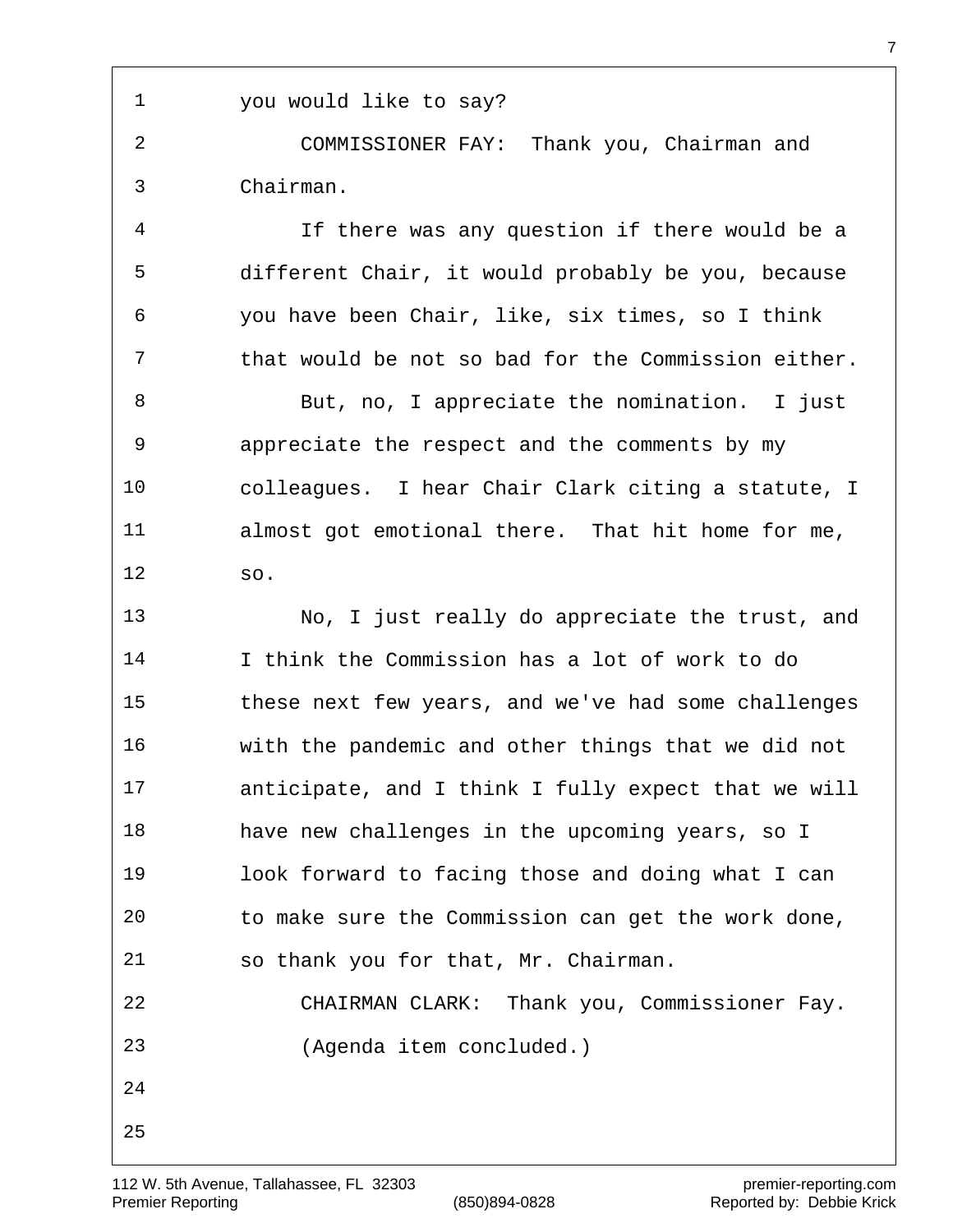you would like to say?

COMMISSIONER FAY: Thank you, Chairman and Chairman.

If there was any question if there would be a different Chair, it would probably be you, because you have been Chair, like, six times, so I think that would be not so bad for the Commission either.

But, no, I appreciate the nomination. I just appreciate the respect and the comments by my colleagues. I hear Chair Clark citing a statute, I almost got emotional there. That hit home for me, so.

No, I just really do appreciate the trust, and I think the Commission has a lot of work to do these next few years, and we've had some challenges with the pandemic and other things that we did not anticipate, and I think I fully expect that we will have new challenges in the upcoming years, so I look forward to facing those and doing what I can to make sure the Commission can get the work done, so thank you for that, Mr. Chairman.

CHAIRMAN CLARK: Thank you, Commissioner Fay.

(Agenda item concluded.)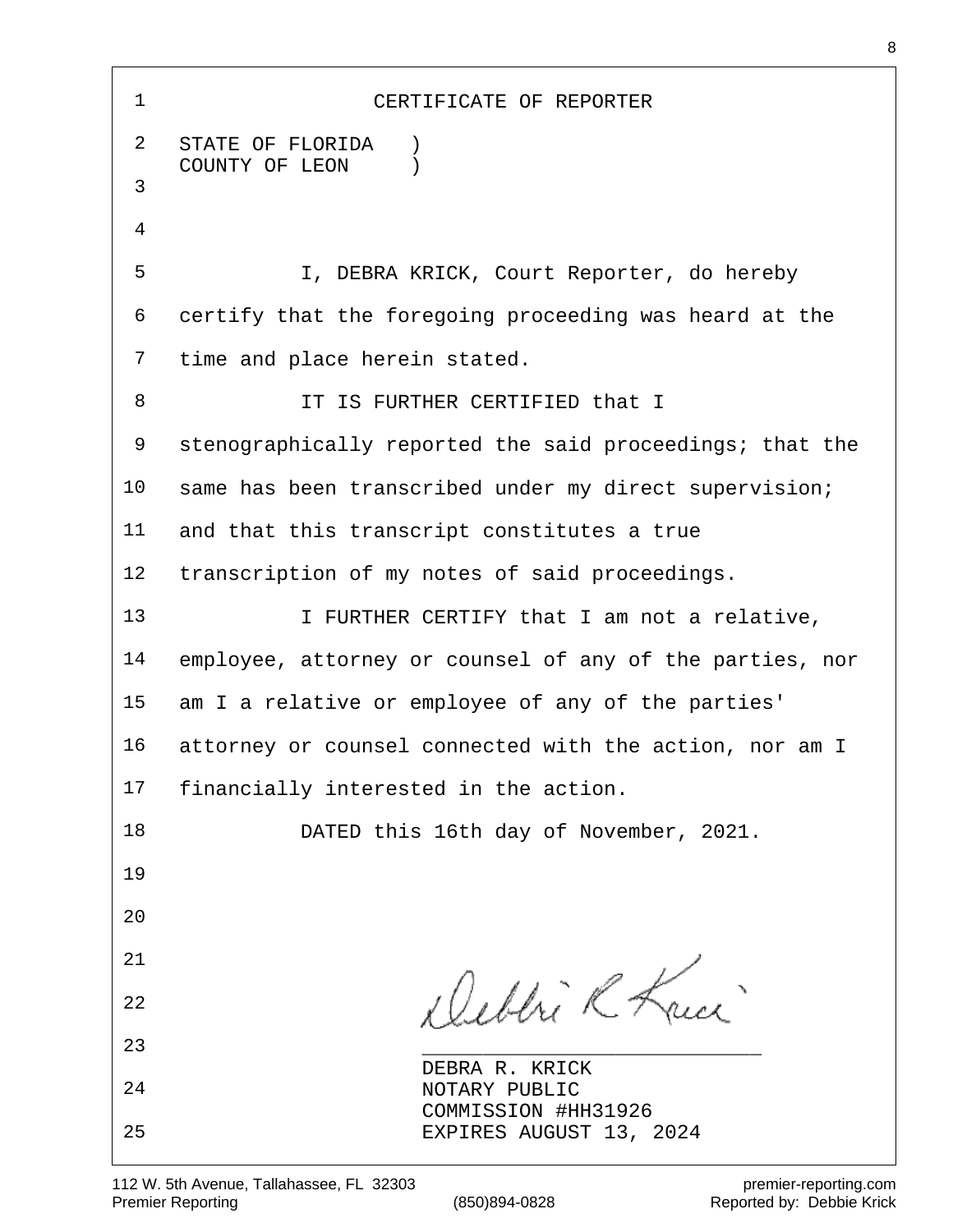# CERTIFICATE OF REPORTER

STATE OF FLORIDA )
COUNTY OF LEON )

I, DEBRA KRICK, Court Reporter, do hereby certify that the foregoing proceeding was heard at the time and place herein stated.

IT IS FURTHER CERTIFIED that I stenographically reported the said proceedings; that the same has been transcribed under my direct supervision; and that this transcript constitutes a true transcription of my notes of said proceedings.

I FURTHER CERTIFY that I am not a relative, employee, attorney or counsel of any of the parties, nor am I a relative or employee of any of the parties' attorney or counsel connected with the action, nor am I financially interested in the action.

DATED this 16th day of November, 2021.

Debbie R Krick

______________________________
DEBRA R. KRICK
NOTARY PUBLIC
COMMISSION #HH31926
EXPIRES AUGUST 13, 2024

112 W. 5th Avenue, Tallahassee, FL 32303
Premier Reporting (850)894-0828
premier-reporting.com
Reported by: Debbie Krick